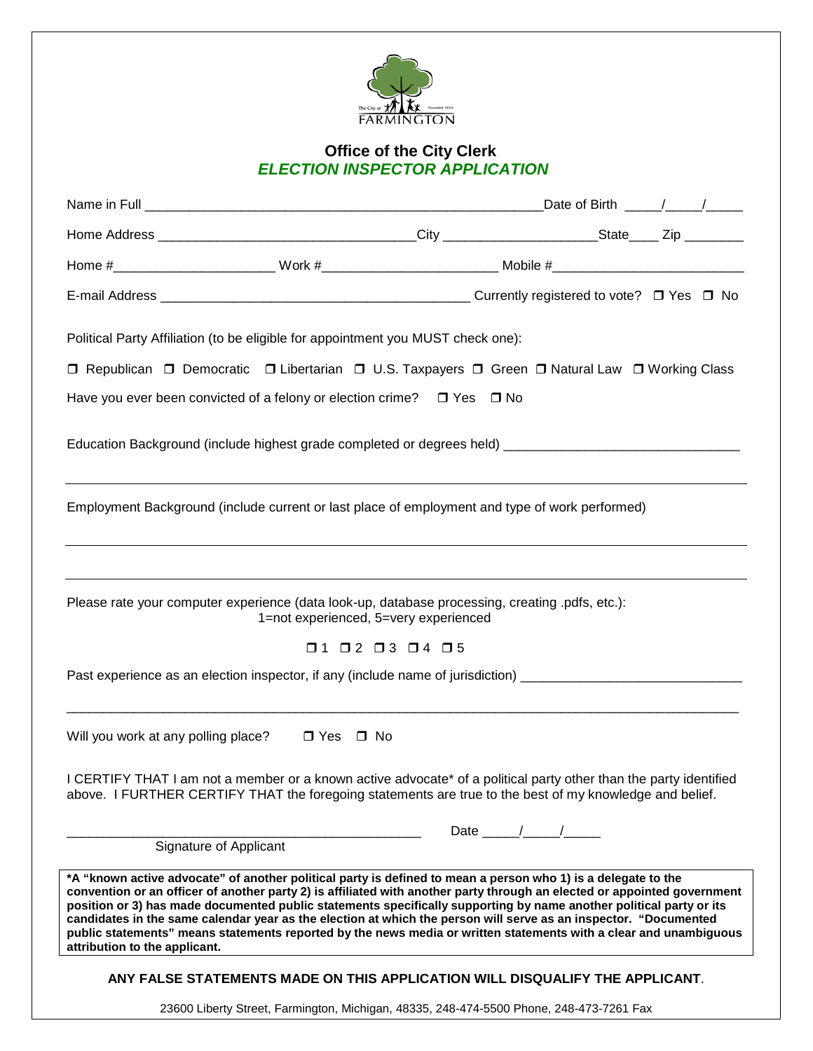The City of FARMINGTON Founded 1824

## Office of the City Clerk

### *ELECTION INSPECTOR APPLICATION*

Name in Full ______________________________________________________ Date of Birth _____/_____/_____

Home Address __________________________________ City ____________________ State____ Zip ________

Home #_____________________ Work #______________________ Mobile #_________________________

E-mail Address __________________________________________ Currently registered to vote? ❒ Yes ❒ No

Political Party Affiliation (to be eligible for appointment you MUST check one):

❒ Republican ❒ Democratic ❒ Libertarian ❒ U.S. Taxpayers ❒ Green ❒ Natural Law ❒ Working Class

Have you ever been convicted of a felony or election crime? ❒ Yes ❒ No

Education Background (include highest grade completed or degrees held) ________________________________

______________________________________________________________________________________

Employment Background (include current or last place of employment and type of work performed)

______________________________________________________________________________________

______________________________________________________________________________________

Please rate your computer experience (data look-up, database processing, creating .pdfs, etc.):
1=not experienced, 5=very experienced

❒ 1 ❒ 2 ❒ 3 ❒ 4 ❒ 5

Past experience as an election inspector, if any (include name of jurisdiction) ______________________________

______________________________________________________________________________________

Will you work at any polling place? ❒ Yes ❒ No

I CERTIFY THAT I am not a member or a known active advocate* of a political party other than the party identified above. I FURTHER CERTIFY THAT the foregoing statements are true to the best of my knowledge and belief.

_______________________________________________ Date _____/_____/_____
Signature of Applicant

**\*A "known active advocate" of another political party is defined to mean a person who 1) is a delegate to the convention or an officer of another party 2) is affiliated with another party through an elected or appointed government position or 3) has made documented public statements specifically supporting by name another political party or its candidates in the same calendar year as the election at which the person will serve as an inspector. "Documented public statements" means statements reported by the news media or written statements with a clear and unambiguous attribution to the applicant.**

**ANY FALSE STATEMENTS MADE ON THIS APPLICATION WILL DISQUALIFY THE APPLICANT**.

23600 Liberty Street, Farmington, Michigan, 48335, 248-474-5500 Phone, 248-473-7261 Fax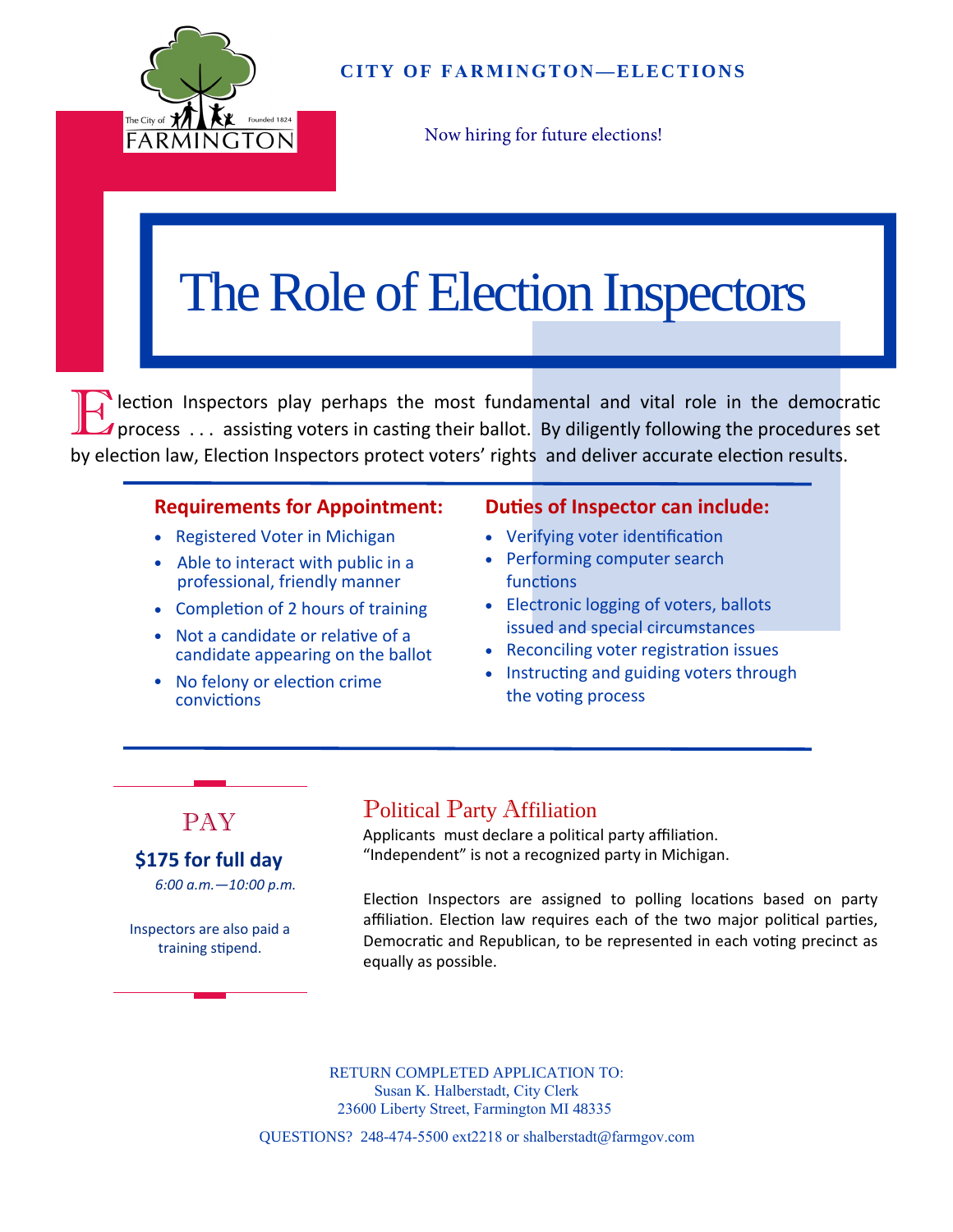CITY OF FARMINGTON—ELECTIONS

Now hiring for future elections!

# The Role of Election Inspectors

Election Inspectors play perhaps the most fundamental and vital role in the democratic process . . . assisting voters in casting their ballot. By diligently following the procedures set by election law, Election Inspectors protect voters' rights and deliver accurate election results.

**Requirements for Appointment:**

- Registered Voter in Michigan
- Able to interact with public in a professional, friendly manner
- Completion of 2 hours of training
- Not a candidate or relative of a candidate appearing on the ballot
- No felony or election crime convictions

**Duties of Inspector can include:**

- Verifying voter identification
- Performing computer search functions
- Electronic logging of voters, ballots issued and special circumstances
- Reconciling voter registration issues
- Instructing and guiding voters through the voting process

## PAY

**$175 for full day**

*6:00 a.m.—10:00 p.m.*

Inspectors are also paid a training stipend.

## Political Party Affiliation

Applicants must declare a political party affiliation.
"Independent" is not a recognized party in Michigan.

Election Inspectors are assigned to polling locations based on party affiliation. Election law requires each of the two major political parties, Democratic and Republican, to be represented in each voting precinct as equally as possible.

RETURN COMPLETED APPLICATION TO:
Susan K. Halberstadt, City Clerk
23600 Liberty Street, Farmington MI 48335

QUESTIONS? 248-474-5500 ext2218 or shalberstadt@farmgov.com